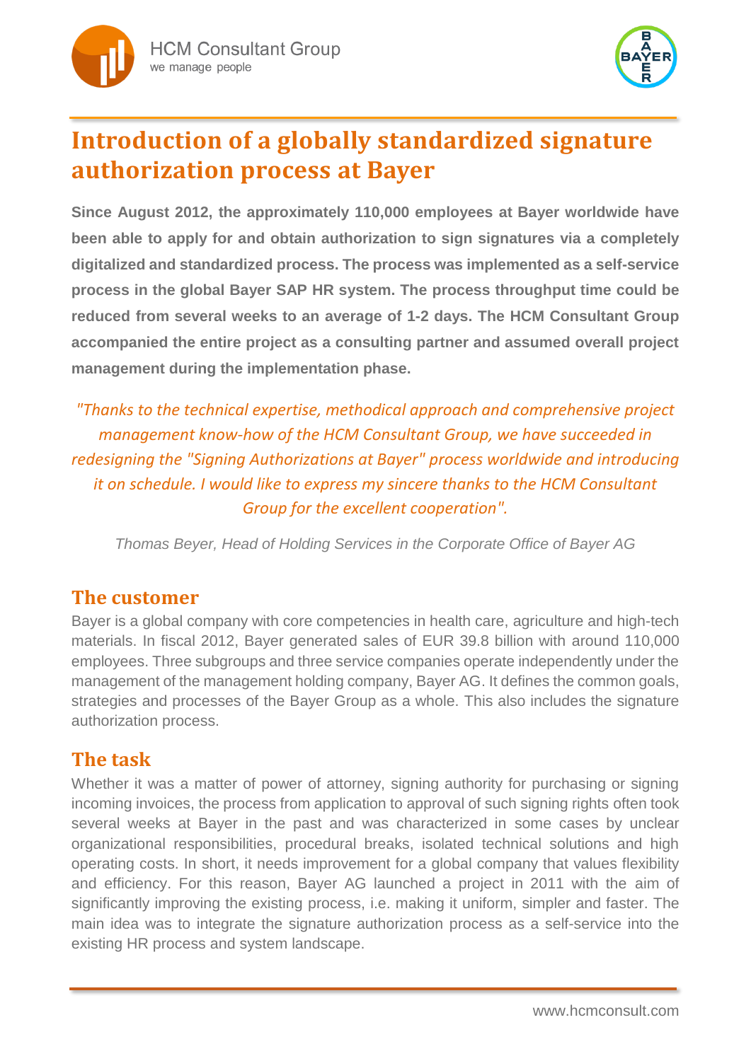HCM Consultant Group
we manage people

# Introduction of a globally standardized signature authorization process at Bayer

**Since August 2012, the approximately 110,000 employees at Bayer worldwide have been able to apply for and obtain authorization to sign signatures via a completely digitalized and standardized process. The process was implemented as a self-service process in the global Bayer SAP HR system. The process throughput time could be reduced from several weeks to an average of 1-2 days. The HCM Consultant Group accompanied the entire project as a consulting partner and assumed overall project management during the implementation phase.**

*"Thanks to the technical expertise, methodical approach and comprehensive project management know-how of the HCM Consultant Group, we have succeeded in redesigning the "Signing Authorizations at Bayer" process worldwide and introducing it on schedule. I would like to express my sincere thanks to the HCM Consultant Group for the excellent cooperation".*

*Thomas Beyer, Head of Holding Services in the Corporate Office of Bayer AG*

## The customer

Bayer is a global company with core competencies in health care, agriculture and high-tech materials. In fiscal 2012, Bayer generated sales of EUR 39.8 billion with around 110,000 employees. Three subgroups and three service companies operate independently under the management of the management holding company, Bayer AG. It defines the common goals, strategies and processes of the Bayer Group as a whole. This also includes the signature authorization process.

## The task

Whether it was a matter of power of attorney, signing authority for purchasing or signing incoming invoices, the process from application to approval of such signing rights often took several weeks at Bayer in the past and was characterized in some cases by unclear organizational responsibilities, procedural breaks, isolated technical solutions and high operating costs. In short, it needs improvement for a global company that values flexibility and efficiency. For this reason, Bayer AG launched a project in 2011 with the aim of significantly improving the existing process, i.e. making it uniform, simpler and faster. The main idea was to integrate the signature authorization process as a self-service into the existing HR process and system landscape.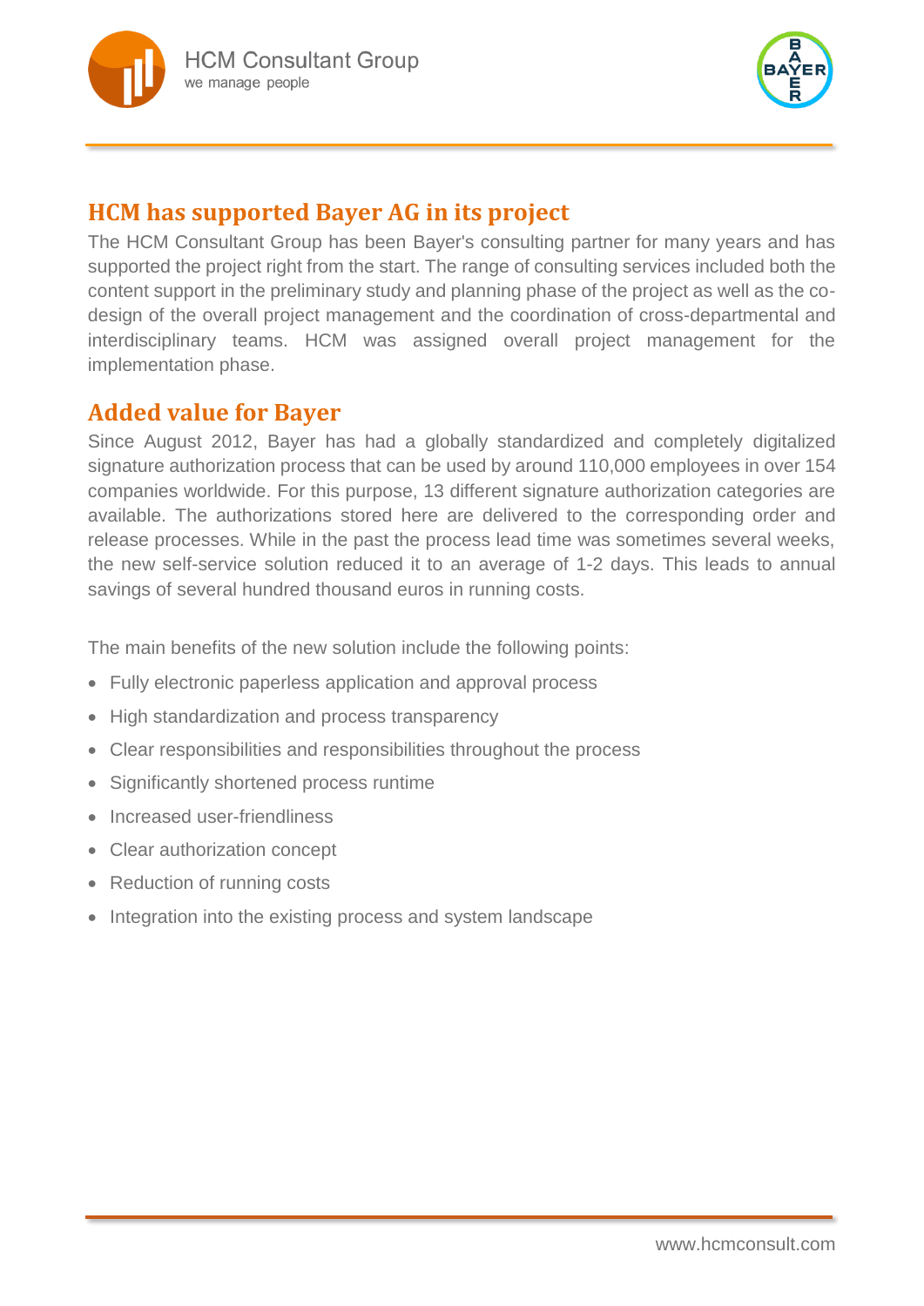## HCM has supported Bayer AG in its project

The HCM Consultant Group has been Bayer's consulting partner for many years and has supported the project right from the start. The range of consulting services included both the content support in the preliminary study and planning phase of the project as well as the co-design of the overall project management and the coordination of cross-departmental and interdisciplinary teams. HCM was assigned overall project management for the implementation phase.

## Added value for Bayer

Since August 2012, Bayer has had a globally standardized and completely digitalized signature authorization process that can be used by around 110,000 employees in over 154 companies worldwide. For this purpose, 13 different signature authorization categories are available. The authorizations stored here are delivered to the corresponding order and release processes. While in the past the process lead time was sometimes several weeks, the new self-service solution reduced it to an average of 1-2 days. This leads to annual savings of several hundred thousand euros in running costs.

The main benefits of the new solution include the following points:

- Fully electronic paperless application and approval process
- High standardization and process transparency
- Clear responsibilities and responsibilities throughout the process
- Significantly shortened process runtime
- Increased user-friendliness
- Clear authorization concept
- Reduction of running costs
- Integration into the existing process and system landscape